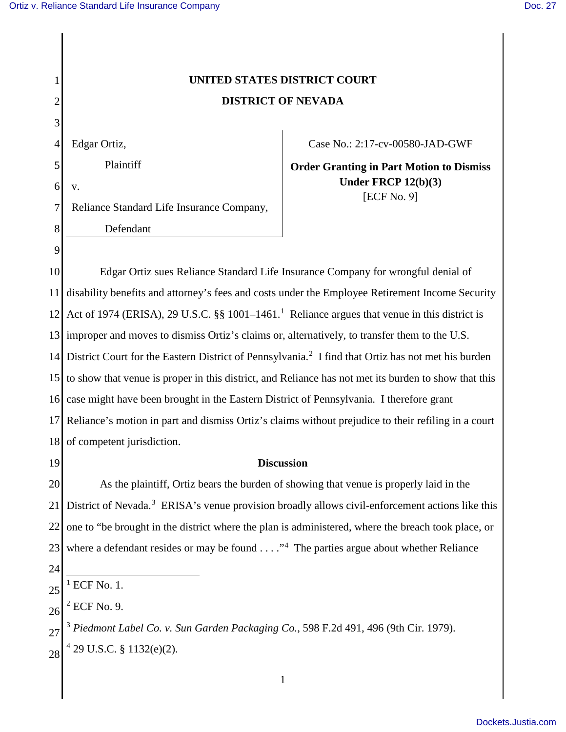# UNITED STATES DISTRICT COURT

# DISTRICT OF NEVADA

| | |
|---|---|
| Edgar Ortiz,<br>Plaintiff<br>v.<br>Reliance Standard Life Insurance Company,<br>Defendant | Case No.: 2:17-cv-00580-JAD-GWF<br>**Order Granting in Part Motion to Dismiss Under FRCP 12(b)(3)**<br>[ECF No. 9] |

Edgar Ortiz sues Reliance Standard Life Insurance Company for wrongful denial of disability benefits and attorney's fees and costs under the Employee Retirement Income Security Act of 1974 (ERISA), 29 U.S.C. §§ 1001–1461.[1] Reliance argues that venue in this district is improper and moves to dismiss Ortiz's claims or, alternatively, to transfer them to the U.S. District Court for the Eastern District of Pennsylvania.[2] I find that Ortiz has not met his burden to show that venue is proper in this district, and Reliance has not met its burden to show that this case might have been brought in the Eastern District of Pennsylvania. I therefore grant Reliance's motion in part and dismiss Ortiz's claims without prejudice to their refiling in a court of competent jurisdiction.

## Discussion

As the plaintiff, Ortiz bears the burden of showing that venue is properly laid in the District of Nevada.[3] ERISA's venue provision broadly allows civil-enforcement actions like this one to "be brought in the district where the plan is administered, where the breach took place, or where a defendant resides or may be found . . . ."[4] The parties argue about whether Reliance

---

[1] ECF No. 1.

[2] ECF No. 9.

[3] *Piedmont Label Co. v. Sun Garden Packaging Co.*, 598 F.2d 491, 496 (9th Cir. 1979).

[4] 29 U.S.C. § 1132(e)(2).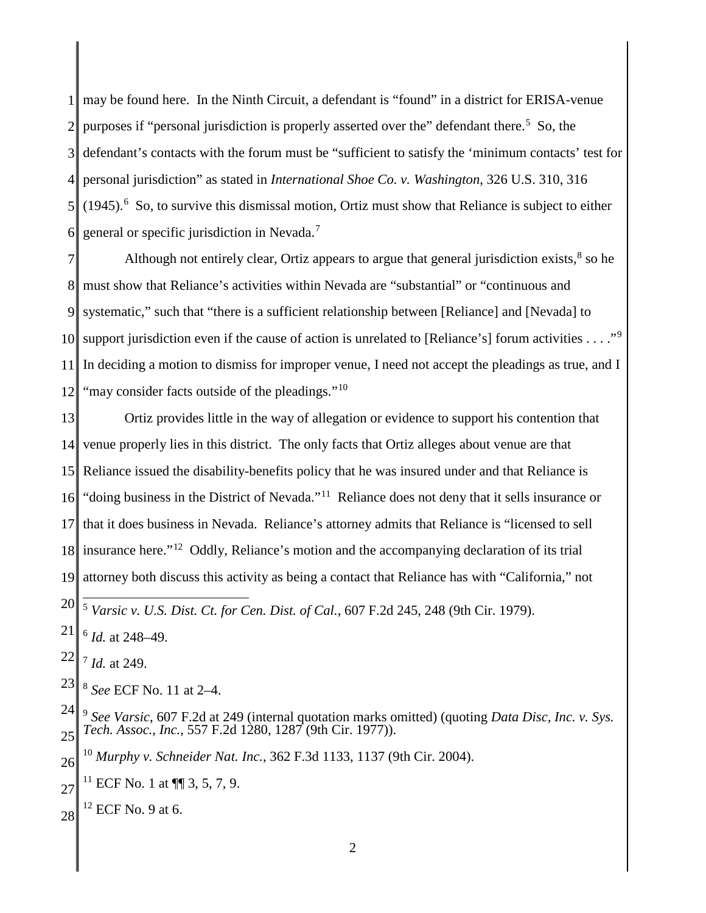may be found here. In the Ninth Circuit, a defendant is "found" in a district for ERISA-venue purposes if "personal jurisdiction is properly asserted over the" defendant there.[5] So, the defendant's contacts with the forum must be "sufficient to satisfy the 'minimum contacts' test for personal jurisdiction" as stated in *International Shoe Co. v. Washington*, 326 U.S. 310, 316 (1945).[6] So, to survive this dismissal motion, Ortiz must show that Reliance is subject to either general or specific jurisdiction in Nevada.[7]

Although not entirely clear, Ortiz appears to argue that general jurisdiction exists,[8] so he must show that Reliance's activities within Nevada are "substantial" or "continuous and systematic," such that "there is a sufficient relationship between [Reliance] and [Nevada] to support jurisdiction even if the cause of action is unrelated to [Reliance's] forum activities . . . ."[9] In deciding a motion to dismiss for improper venue, I need not accept the pleadings as true, and I "may consider facts outside of the pleadings."[10]

Ortiz provides little in the way of allegation or evidence to support his contention that venue properly lies in this district. The only facts that Ortiz alleges about venue are that Reliance issued the disability-benefits policy that he was insured under and that Reliance is "doing business in the District of Nevada."[11] Reliance does not deny that it sells insurance or that it does business in Nevada. Reliance's attorney admits that Reliance is "licensed to sell insurance here."[12] Oddly, Reliance's motion and the accompanying declaration of its trial attorney both discuss this activity as being a contact that Reliance has with "California," not

---

[5] *Varsic v. U.S. Dist. Ct. for Cen. Dist. of Cal.*, 607 F.2d 245, 248 (9th Cir. 1979).

[6] *Id.* at 248–49.

[7] *Id.* at 249.

[8] *See* ECF No. 11 at 2–4.

[9] *See Varsic*, 607 F.2d at 249 (internal quotation marks omitted) (quoting *Data Disc, Inc. v. Sys. Tech. Assoc., Inc.*, 557 F.2d 1280, 1287 (9th Cir. 1977)).

[10] *Murphy v. Schneider Nat. Inc.*, 362 F.3d 1133, 1137 (9th Cir. 2004).

[11] ECF No. 1 at ¶¶ 3, 5, 7, 9.

[12] ECF No. 9 at 6.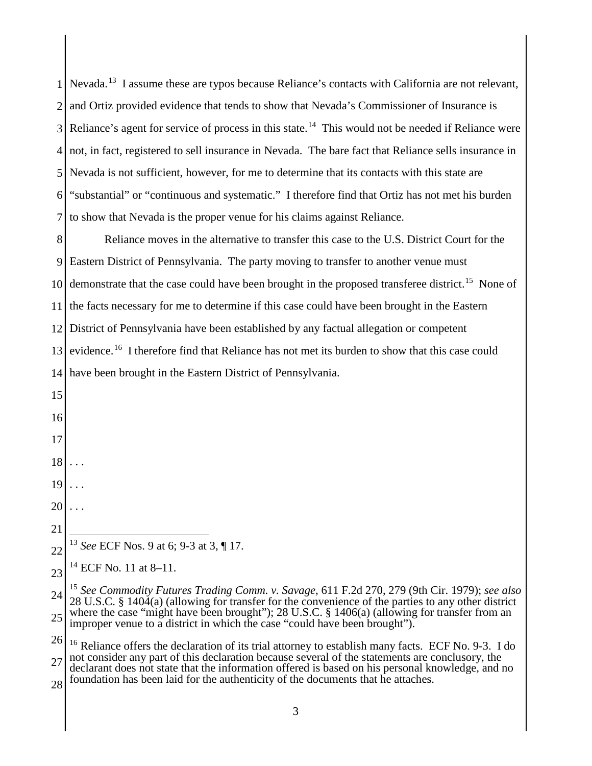Nevada.[13] I assume these are typos because Reliance's contacts with California are not relevant, and Ortiz provided evidence that tends to show that Nevada's Commissioner of Insurance is Reliance's agent for service of process in this state.[14] This would not be needed if Reliance were not, in fact, registered to sell insurance in Nevada. The bare fact that Reliance sells insurance in Nevada is not sufficient, however, for me to determine that its contacts with this state are "substantial" or "continuous and systematic." I therefore find that Ortiz has not met his burden to show that Nevada is the proper venue for his claims against Reliance.

Reliance moves in the alternative to transfer this case to the U.S. District Court for the Eastern District of Pennsylvania. The party moving to transfer to another venue must demonstrate that the case could have been brought in the proposed transferee district.[15] None of the facts necessary for me to determine if this case could have been brought in the Eastern District of Pennsylvania have been established by any factual allegation or competent evidence.[16] I therefore find that Reliance has not met its burden to show that this case could have been brought in the Eastern District of Pennsylvania.

. . .

. . .

. . .

---

[13] *See* ECF Nos. 9 at 6; 9-3 at 3, ¶ 17.

[14] ECF No. 11 at 8–11.

[15] *See Commodity Futures Trading Comm. v. Savage*, 611 F.2d 270, 279 (9th Cir. 1979); *see also* 28 U.S.C. § 1404(a) (allowing for transfer for the convenience of the parties to any other district where the case "might have been brought"); 28 U.S.C. § 1406(a) (allowing for transfer from an improper venue to a district in which the case "could have been brought").

[16] Reliance offers the declaration of its trial attorney to establish many facts. ECF No. 9-3. I do not consider any part of this declaration because several of the statements are conclusory, the declarant does not state that the information offered is based on his personal knowledge, and no foundation has been laid for the authenticity of the documents that he attaches.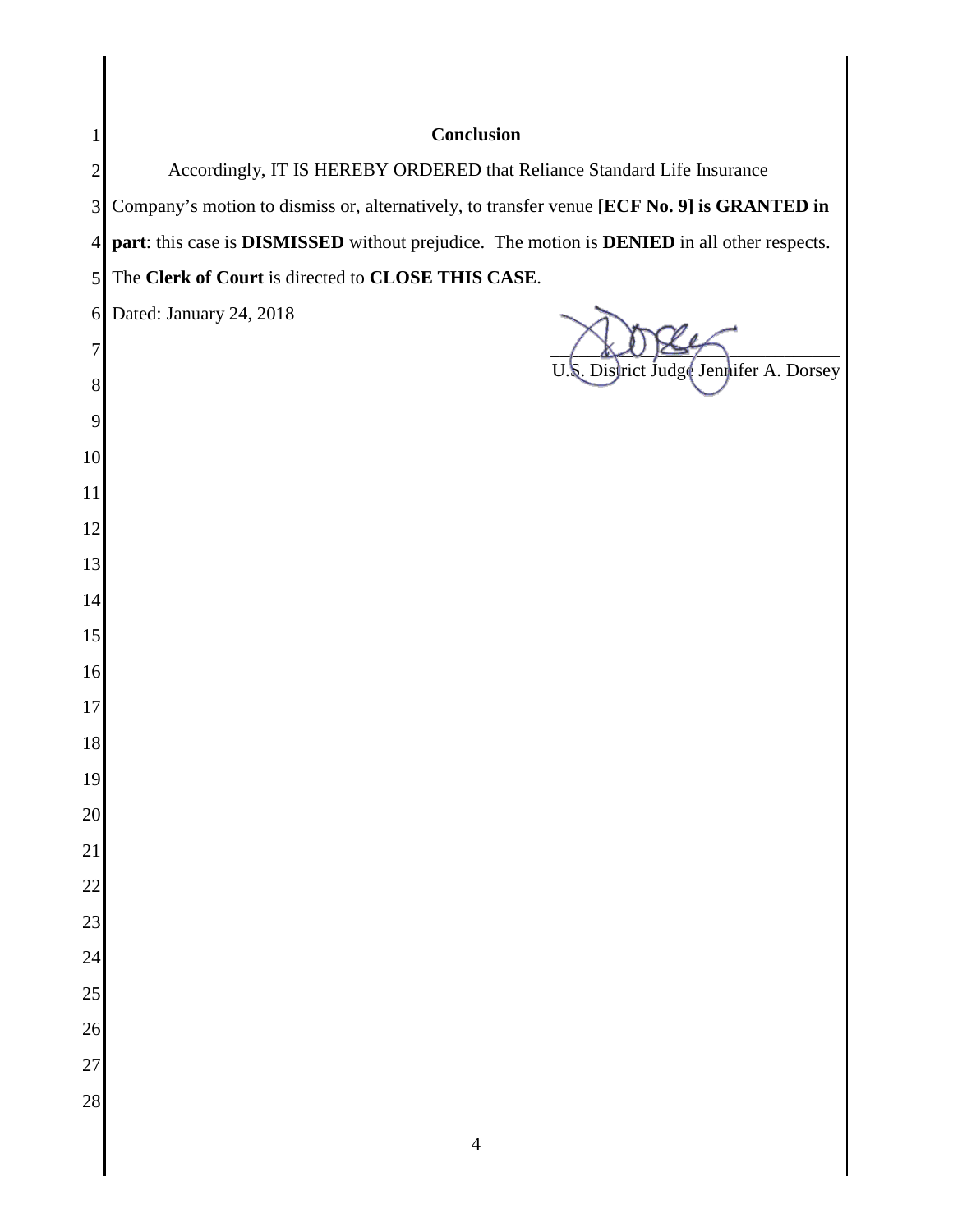## Conclusion

Accordingly, IT IS HEREBY ORDERED that Reliance Standard Life Insurance Company's motion to dismiss or, alternatively, to transfer venue **[ECF No. 9] is GRANTED in part**: this case is **DISMISSED** without prejudice. The motion is **DENIED** in all other respects. The **Clerk of Court** is directed to **CLOSE THIS CASE**.

Dated: January 24, 2018

_______________________________
U.S. District Judge Jennifer A. Dorsey